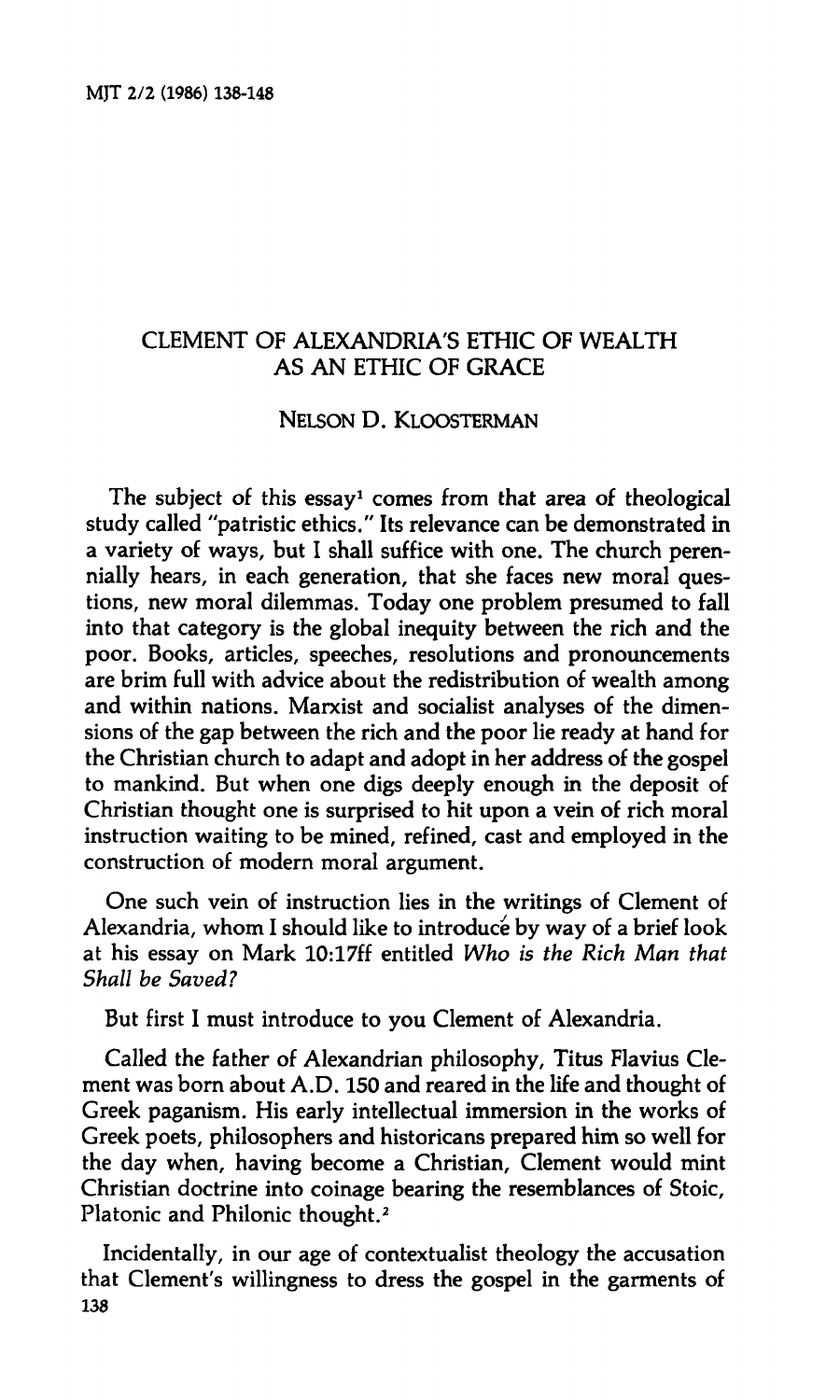# CLEMENT OF ALEXANDRIA'S ETHIC OF WEALTH AS AN ETHIC OF GRACE

NELSON D. KLOOSTERMAN

The subject of this essay[1] comes from that area of theological study called "patristic ethics." Its relevance can be demonstrated in a variety of ways, but I shall suffice with one. The church perennially hears, in each generation, that she faces new moral questions, new moral dilemmas. Today one problem presumed to fall into that category is the global inequity between the rich and the poor. Books, articles, speeches, resolutions and pronouncements are brim full with advice about the redistribution of wealth among and within nations. Marxist and socialist analyses of the dimensions of the gap between the rich and the poor lie ready at hand for the Christian church to adapt and adopt in her address of the gospel to mankind. But when one digs deeply enough in the deposit of Christian thought one is surprised to hit upon a vein of rich moral instruction waiting to be mined, refined, cast and employed in the construction of modern moral argument.

One such vein of instruction lies in the writings of Clement of Alexandria, whom I should like to introducé by way of a brief look at his essay on Mark 10:17ff entitled *Who is the Rich Man that Shall be Saved?*

But first I must introduce to you Clement of Alexandria.

Called the father of Alexandrian philosophy, Titus Flavius Clement was born about A.D. 150 and reared in the life and thought of Greek paganism. His early intellectual immersion in the works of Greek poets, philosophers and historicans prepared him so well for the day when, having become a Christian, Clement would mint Christian doctrine into coinage bearing the resemblances of Stoic, Platonic and Philonic thought.[2]

Incidentally, in our age of contextualist theology the accusation that Clement's willingness to dress the gospel in the garments of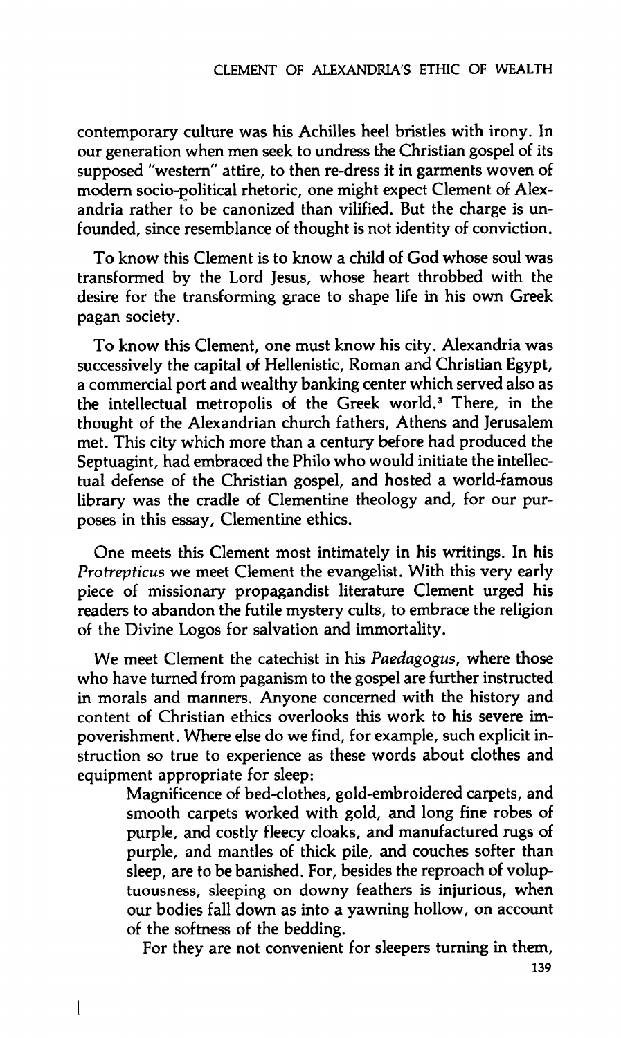contemporary culture was his Achilles heel bristles with irony. In our generation when men seek to undress the Christian gospel of its supposed "western" attire, to then re-dress it in garments woven of modern socio-political rhetoric, one might expect Clement of Alexandria rather to be canonized than vilified. But the charge is unfounded, since resemblance of thought is not identity of conviction.

To know this Clement is to know a child of God whose soul was transformed by the Lord Jesus, whose heart throbbed with the desire for the transforming grace to shape life in his own Greek pagan society.

To know this Clement, one must know his city. Alexandria was successively the capital of Hellenistic, Roman and Christian Egypt, a commercial port and wealthy banking center which served also as the intellectual metropolis of the Greek world.[3] There, in the thought of the Alexandrian church fathers, Athens and Jerusalem met. This city which more than a century before had produced the Septuagint, had embraced the Philo who would initiate the intellectual defense of the Christian gospel, and hosted a world-famous library was the cradle of Clementine theology and, for our purposes in this essay, Clementine ethics.

One meets this Clement most intimately in his writings. In his *Protrepticus* we meet Clement the evangelist. With this very early piece of missionary propagandist literature Clement urged his readers to abandon the futile mystery cults, to embrace the religion of the Divine Logos for salvation and immortality.

We meet Clement the catechist in his *Paedagogus*, where those who have turned from paganism to the gospel are further instructed in morals and manners. Anyone concerned with the history and content of Christian ethics overlooks this work to his severe impoverishment. Where else do we find, for example, such explicit instruction so true to experience as these words about clothes and equipment appropriate for sleep:

> Magnificence of bed-clothes, gold-embroidered carpets, and smooth carpets worked with gold, and long fine robes of purple, and costly fleecy cloaks, and manufactured rugs of purple, and mantles of thick pile, and couches softer than sleep, are to be banished. For, besides the reproach of voluptuousness, sleeping on downy feathers is injurious, when our bodies fall down as into a yawning hollow, on account of the softness of the bedding.
>
> For they are not convenient for sleepers turning in them,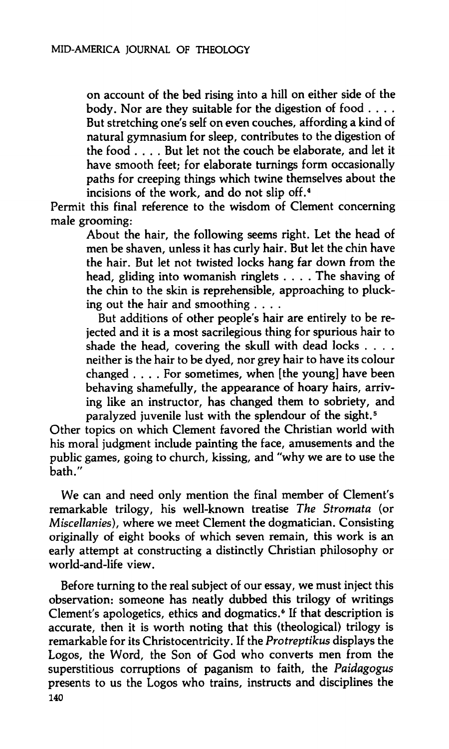> on account of the bed rising into a hill on either side of the body. Nor are they suitable for the digestion of food . . . . But stretching one's self on even couches, affording a kind of natural gymnasium for sleep, contributes to the digestion of the food . . . . But let not the couch be elaborate, and let it have smooth feet; for elaborate turnings form occasionally paths for creeping things which twine themselves about the incisions of the work, and do not slip off.[4]

Permit this final reference to the wisdom of Clement concerning male grooming:

> About the hair, the following seems right. Let the head of men be shaven, unless it has curly hair. But let the chin have the hair. But let not twisted locks hang far down from the head, gliding into womanish ringlets . . . . The shaving of the chin to the skin is reprehensible, approaching to plucking out the hair and smoothing . . . .
>
> But additions of other people's hair are entirely to be rejected and it is a most sacrilegious thing for spurious hair to shade the head, covering the skull with dead locks . . . . neither is the hair to be dyed, nor grey hair to have its colour changed . . . . For sometimes, when [the young] have been behaving shamefully, the appearance of hoary hairs, arriving like an instructor, has changed them to sobriety, and paralyzed juvenile lust with the splendour of the sight.[5]

Other topics on which Clement favored the Christian world with his moral judgment include painting the face, amusements and the public games, going to church, kissing, and "why we are to use the bath."

We can and need only mention the final member of Clement's remarkable trilogy, his well-known treatise *The Stromata* (or *Miscellanies*), where we meet Clement the dogmatician. Consisting originally of eight books of which seven remain, this work is an early attempt at constructing a distinctly Christian philosophy or world-and-life view.

Before turning to the real subject of our essay, we must inject this observation: someone has neatly dubbed this trilogy of writings Clement's apologetics, ethics and dogmatics.[6] If that description is accurate, then it is worth noting that this (theological) trilogy is remarkable for its Christocentricity. If the *Protreptikus* displays the Logos, the Word, the Son of God who converts men from the superstitious corruptions of paganism to faith, the *Paidagogus* presents to us the Logos who trains, instructs and disciplines the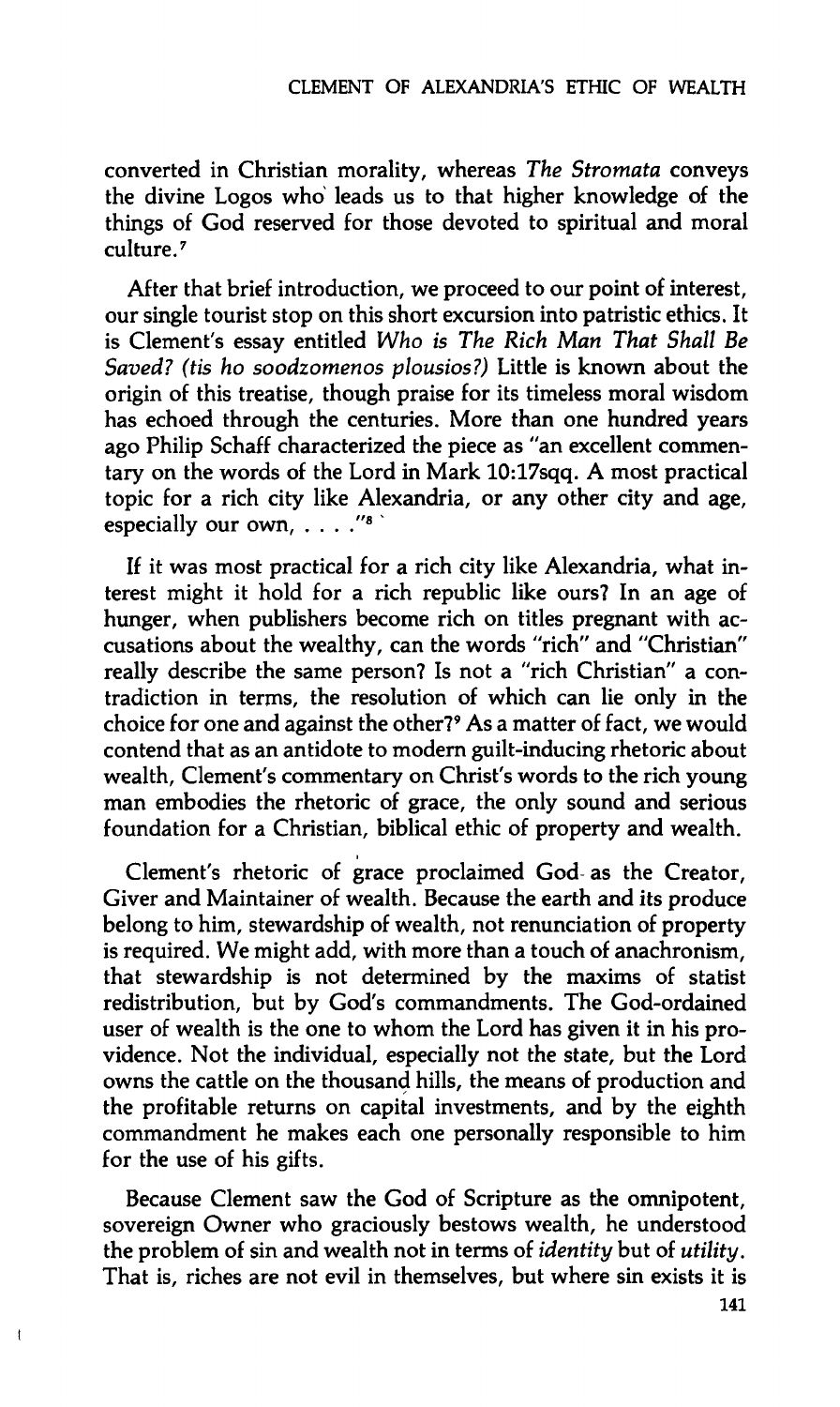converted in Christian morality, whereas *The Stromata* conveys the divine Logos who leads us to that higher knowledge of the things of God reserved for those devoted to spiritual and moral culture.[7]

After that brief introduction, we proceed to our point of interest, our single tourist stop on this short excursion into patristic ethics. It is Clement's essay entitled *Who is The Rich Man That Shall Be Saved? (tis ho soodzomenos plousios?)* Little is known about the origin of this treatise, though praise for its timeless moral wisdom has echoed through the centuries. More than one hundred years ago Philip Schaff characterized the piece as "an excellent commentary on the words of the Lord in Mark 10:17sqq. A most practical topic for a rich city like Alexandria, or any other city and age, especially our own, . . . ."[8]

If it was most practical for a rich city like Alexandria, what interest might it hold for a rich republic like ours? In an age of hunger, when publishers become rich on titles pregnant with accusations about the wealthy, can the words "rich" and "Christian" really describe the same person? Is not a "rich Christian" a contradiction in terms, the resolution of which can lie only in the choice for one and against the other?[9] As a matter of fact, we would contend that as an antidote to modern guilt-inducing rhetoric about wealth, Clement's commentary on Christ's words to the rich young man embodies the rhetoric of grace, the only sound and serious foundation for a Christian, biblical ethic of property and wealth.

Clement's rhetoric of grace proclaimed God as the Creator, Giver and Maintainer of wealth. Because the earth and its produce belong to him, stewardship of wealth, not renunciation of property is required. We might add, with more than a touch of anachronism, that stewardship is not determined by the maxims of statist redistribution, but by God's commandments. The God-ordained user of wealth is the one to whom the Lord has given it in his providence. Not the individual, especially not the state, but the Lord owns the cattle on the thousand hills, the means of production and the profitable returns on capital investments, and by the eighth commandment he makes each one personally responsible to him for the use of his gifts.

Because Clement saw the God of Scripture as the omnipotent, sovereign Owner who graciously bestows wealth, he understood the problem of sin and wealth not in terms of *identity* but of *utility*. That is, riches are not evil in themselves, but where sin exists it is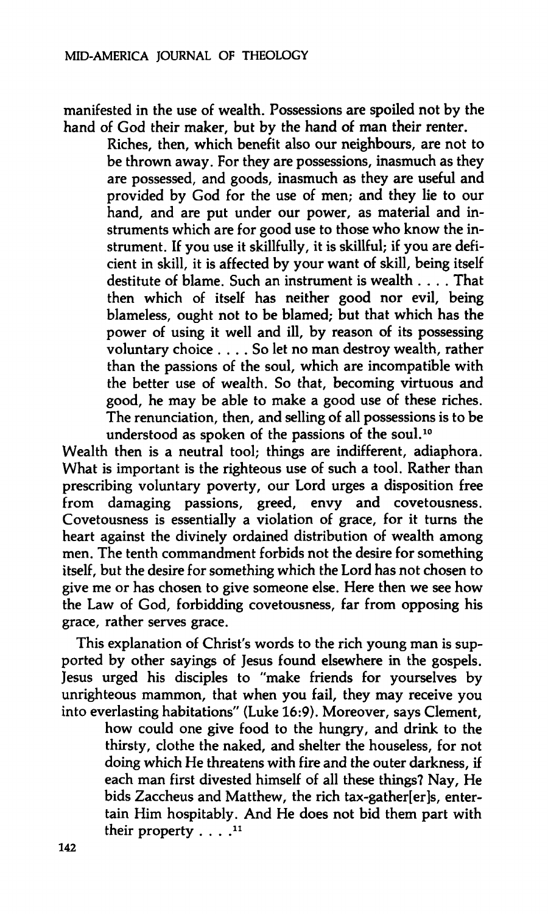manifested in the use of wealth. Possessions are spoiled not by the hand of God their maker, but by the hand of man their renter.

> Riches, then, which benefit also our neighbours, are not to be thrown away. For they are possessions, inasmuch as they are possessed, and goods, inasmuch as they are useful and provided by God for the use of men; and they lie to our hand, and are put under our power, as material and instruments which are for good use to those who know the instrument. If you use it skillfully, it is skillful; if you are deficient in skill, it is affected by your want of skill, being itself destitute of blame. Such an instrument is wealth . . . . That then which of itself has neither good nor evil, being blameless, ought not to be blamed; but that which has the power of using it well and ill, by reason of its possessing voluntary choice . . . . So let no man destroy wealth, rather than the passions of the soul, which are incompatible with the better use of wealth. So that, becoming virtuous and good, he may be able to make a good use of these riches. The renunciation, then, and selling of all possessions is to be understood as spoken of the passions of the soul.[10]

Wealth then is a neutral tool; things are indifferent, adiaphora. What is important is the righteous use of such a tool. Rather than prescribing voluntary poverty, our Lord urges a disposition free from damaging passions, greed, envy and covetousness. Covetousness is essentially a violation of grace, for it turns the heart against the divinely ordained distribution of wealth among men. The tenth commandment forbids not the desire for something itself, but the desire for something which the Lord has not chosen to give me or has chosen to give someone else. Here then we see how the Law of God, forbidding covetousness, far from opposing his grace, rather serves grace.

This explanation of Christ's words to the rich young man is supported by other sayings of Jesus found elsewhere in the gospels. Jesus urged his disciples to "make friends for yourselves by unrighteous mammon, that when you fail, they may receive you into everlasting habitations" (Luke 16:9). Moreover, says Clement,

> how could one give food to the hungry, and drink to the thirsty, clothe the naked, and shelter the houseless, for not doing which He threatens with fire and the outer darkness, if each man first divested himself of all these things? Nay, He bids Zaccheus and Matthew, the rich tax-gather[er]s, entertain Him hospitably. And He does not bid them part with their property . . . .[11]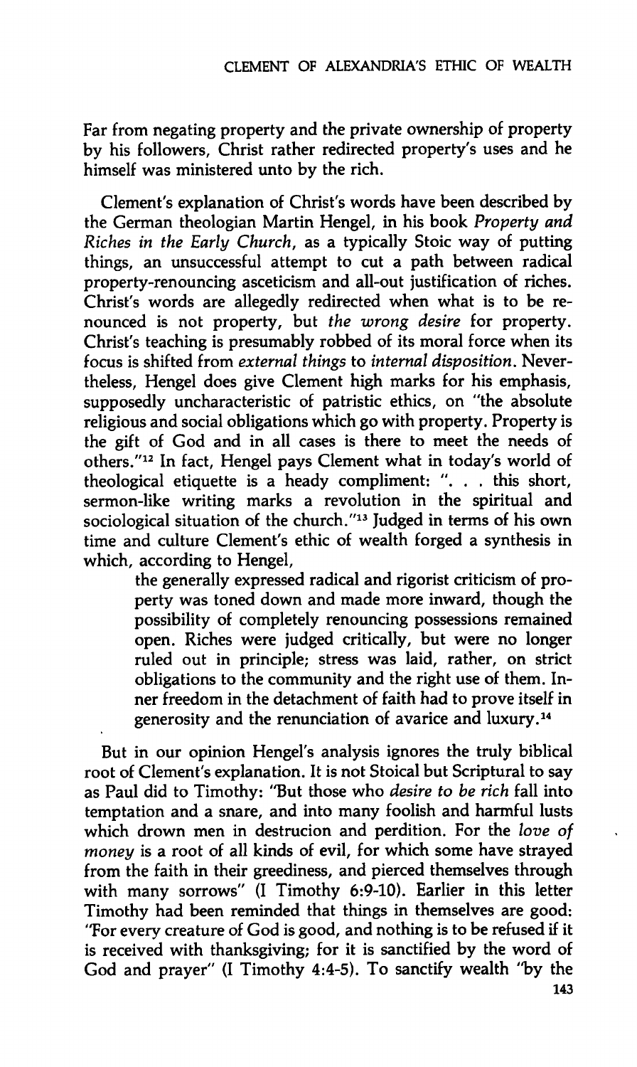Far from negating property and the private ownership of property by his followers, Christ rather redirected property's uses and he himself was ministered unto by the rich.

Clement's explanation of Christ's words have been described by the German theologian Martin Hengel, in his book *Property and Riches in the Early Church*, as a typically Stoic way of putting things, an unsuccessful attempt to cut a path between radical property-renouncing asceticism and all-out justification of riches. Christ's words are allegedly redirected when what is to be renounced is not property, but *the wrong desire* for property. Christ's teaching is presumably robbed of its moral force when its focus is shifted from *external things* to *internal disposition*. Nevertheless, Hengel does give Clement high marks for his emphasis, supposedly uncharacteristic of patristic ethics, on "the absolute religious and social obligations which go with property. Property is the gift of God and in all cases is there to meet the needs of others."[12] In fact, Hengel pays Clement what in today's world of theological etiquette is a heady compliment: ". . . this short, sermon-like writing marks a revolution in the spiritual and sociological situation of the church."[13] Judged in terms of his own time and culture Clement's ethic of wealth forged a synthesis in which, according to Hengel,

> the generally expressed radical and rigorist criticism of property was toned down and made more inward, though the possibility of completely renouncing possessions remained open. Riches were judged critically, but were no longer ruled out in principle; stress was laid, rather, on strict obligations to the community and the right use of them. Inner freedom in the detachment of faith had to prove itself in generosity and the renunciation of avarice and luxury.[14]

But in our opinion Hengel's analysis ignores the truly biblical root of Clement's explanation. It is not Stoical but Scriptural to say as Paul did to Timothy: "But those who *desire to be rich* fall into temptation and a snare, and into many foolish and harmful lusts which drown men in destrucion and perdition. For the *love of money* is a root of all kinds of evil, for which some have strayed from the faith in their greediness, and pierced themselves through with many sorrows" (I Timothy 6:9-10). Earlier in this letter Timothy had been reminded that things in themselves are good: "For every creature of God is good, and nothing is to be refused if it is received with thanksgiving; for it is sanctified by the word of God and prayer" (I Timothy 4:4-5). To sanctify wealth "by the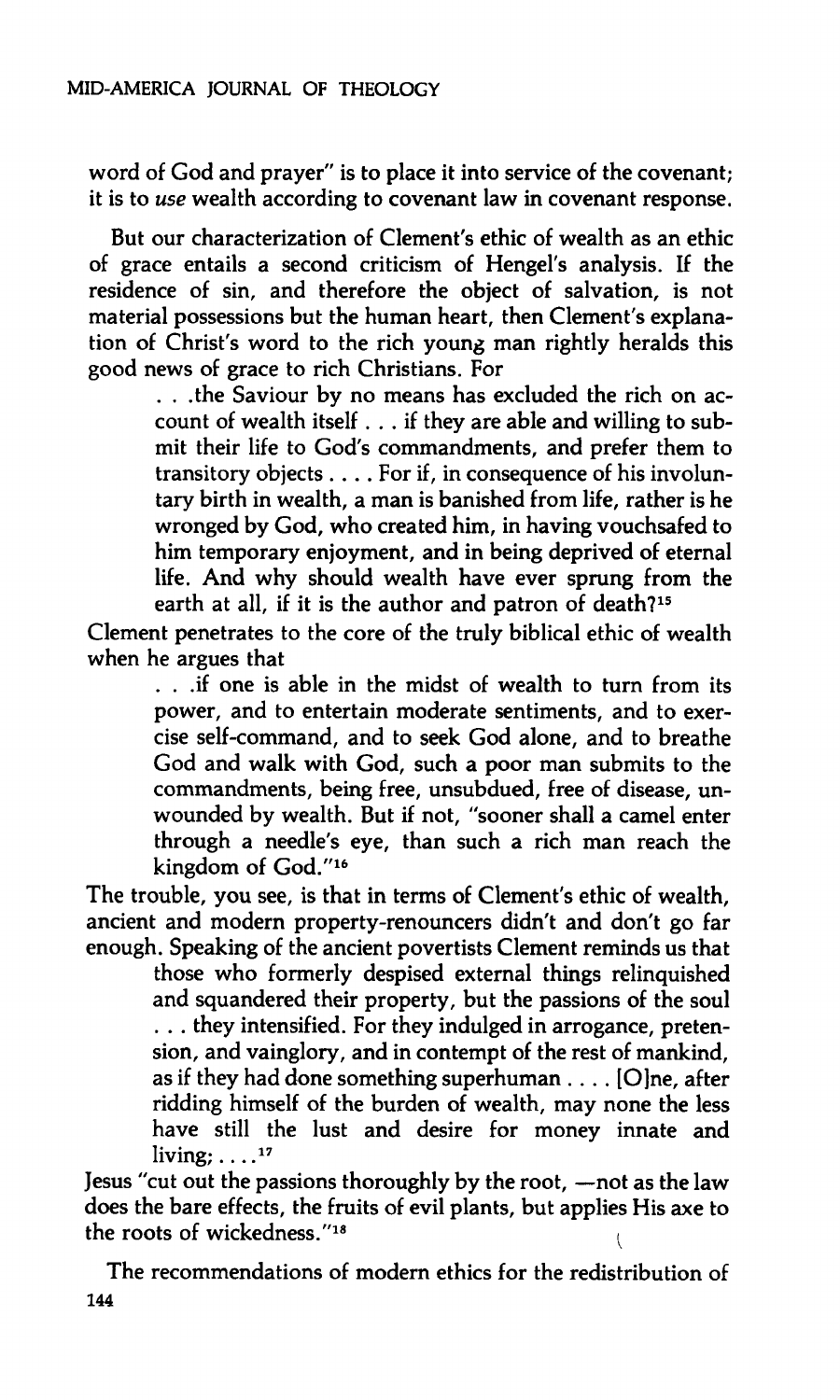word of God and prayer" is to place it into service of the covenant; it is to *use* wealth according to covenant law in covenant response.

But our characterization of Clement's ethic of wealth as an ethic of grace entails a second criticism of Hengel's analysis. If the residence of sin, and therefore the object of salvation, is not material possessions but the human heart, then Clement's explanation of Christ's word to the rich young man rightly heralds this good news of grace to rich Christians. For

> . . .the Saviour by no means has excluded the rich on account of wealth itself . . . if they are able and willing to submit their life to God's commandments, and prefer them to transitory objects . . . . For if, in consequence of his involuntary birth in wealth, a man is banished from life, rather is he wronged by God, who created him, in having vouchsafed to him temporary enjoyment, and in being deprived of eternal life. And why should wealth have ever sprung from the earth at all, if it is the author and patron of death?[15]

Clement penetrates to the core of the truly biblical ethic of wealth when he argues that

> . . .if one is able in the midst of wealth to turn from its power, and to entertain moderate sentiments, and to exercise self-command, and to seek God alone, and to breathe God and walk with God, such a poor man submits to the commandments, being free, unsubdued, free of disease, unwounded by wealth. But if not, "sooner shall a camel enter through a needle's eye, than such a rich man reach the kingdom of God."[16]

The trouble, you see, is that in terms of Clement's ethic of wealth, ancient and modern property-renouncers didn't and don't go far enough. Speaking of the ancient povertists Clement reminds us that

> those who formerly despised external things relinquished and squandered their property, but the passions of the soul . . . they intensified. For they indulged in arrogance, pretension, and vainglory, and in contempt of the rest of mankind, as if they had done something superhuman . . . . [O]ne, after ridding himself of the burden of wealth, may none the less have still the lust and desire for money innate and living; . . . .[17]

Jesus "cut out the passions thoroughly by the root, —not as the law does the bare effects, the fruits of evil plants, but applies His axe to the roots of wickedness."[18]

The recommendations of modern ethics for the redistribution of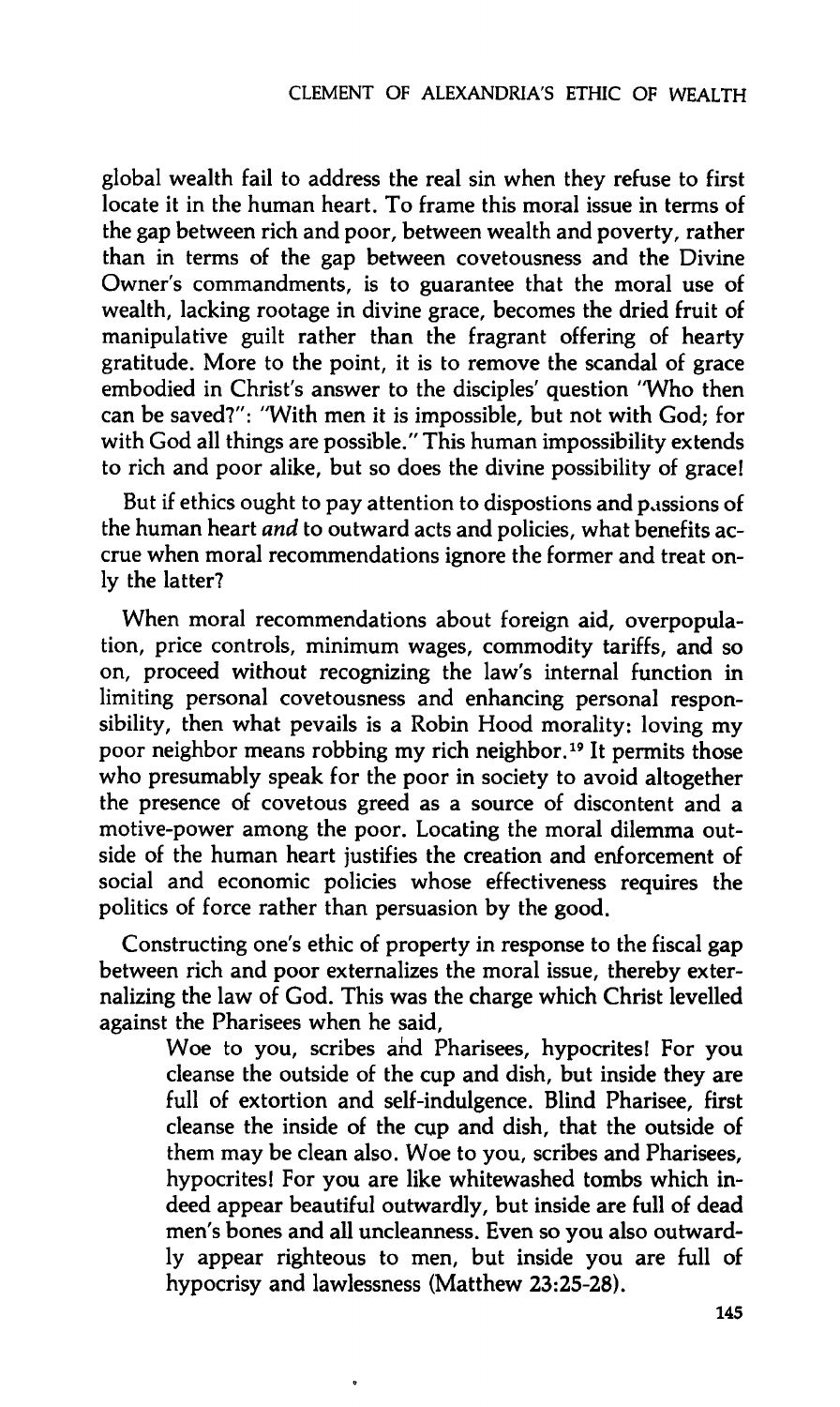global wealth fail to address the real sin when they refuse to first locate it in the human heart. To frame this moral issue in terms of the gap between rich and poor, between wealth and poverty, rather than in terms of the gap between covetousness and the Divine Owner's commandments, is to guarantee that the moral use of wealth, lacking rootage in divine grace, becomes the dried fruit of manipulative guilt rather than the fragrant offering of hearty gratitude. More to the point, it is to remove the scandal of grace embodied in Christ's answer to the disciples' question "Who then can be saved?": "With men it is impossible, but not with God; for with God all things are possible." This human impossibility extends to rich and poor alike, but so does the divine possibility of grace!

But if ethics ought to pay attention to dispostions and passions of the human heart *and* to outward acts and policies, what benefits accrue when moral recommendations ignore the former and treat only the latter?

When moral recommendations about foreign aid, overpopulation, price controls, minimum wages, commodity tariffs, and so on, proceed without recognizing the law's internal function in limiting personal covetousness and enhancing personal responsibility, then what pevails is a Robin Hood morality: loving my poor neighbor means robbing my rich neighbor.[19] It permits those who presumably speak for the poor in society to avoid altogether the presence of covetous greed as a source of discontent and a motive-power among the poor. Locating the moral dilemma outside of the human heart justifies the creation and enforcement of social and economic policies whose effectiveness requires the politics of force rather than persuasion by the good.

Constructing one's ethic of property in response to the fiscal gap between rich and poor externalizes the moral issue, thereby externalizing the law of God. This was the charge which Christ levelled against the Pharisees when he said,

> Woe to you, scribes and Pharisees, hypocrites! For you cleanse the outside of the cup and dish, but inside they are full of extortion and self-indulgence. Blind Pharisee, first cleanse the inside of the cup and dish, that the outside of them may be clean also. Woe to you, scribes and Pharisees, hypocrites! For you are like whitewashed tombs which indeed appear beautiful outwardly, but inside are full of dead men's bones and all uncleanness. Even so you also outwardly appear righteous to men, but inside you are full of hypocrisy and lawlessness (Matthew 23:25-28).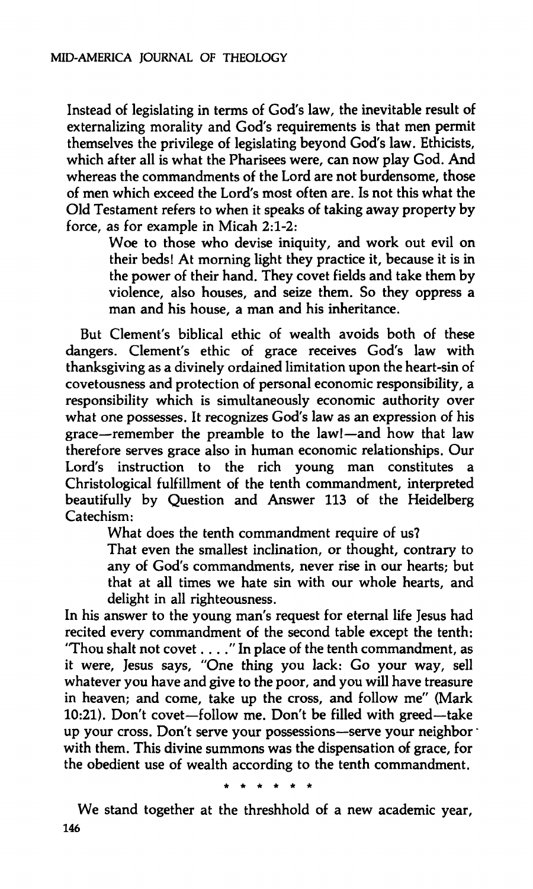Instead of legislating in terms of God's law, the inevitable result of externalizing morality and God's requirements is that men permit themselves the privilege of legislating beyond God's law. Ethicists, which after all is what the Pharisees were, can now play God. And whereas the commandments of the Lord are not burdensome, those of men which exceed the Lord's most often are. Is not this what the Old Testament refers to when it speaks of taking away property by force, as for example in Micah 2:1-2:

> Woe to those who devise iniquity, and work out evil on their beds! At morning light they practice it, because it is in the power of their hand. They covet fields and take them by violence, also houses, and seize them. So they oppress a man and his house, a man and his inheritance.

But Clement's biblical ethic of wealth avoids both of these dangers. Clement's ethic of grace receives God's law with thanksgiving as a divinely ordained limitation upon the heart-sin of covetousness and protection of personal economic responsibility, a responsibility which is simultaneously economic authority over what one possesses. It recognizes God's law as an expression of his grace—remember the preamble to the law!—and how that law therefore serves grace also in human economic relationships. Our Lord's instruction to the rich young man constitutes a Christological fulfillment of the tenth commandment, interpreted beautifully by Question and Answer 113 of the Heidelberg Catechism:

> What does the tenth commandment require of us?
>
> That even the smallest inclination, or thought, contrary to any of God's commandments, never rise in our hearts; but that at all times we hate sin with our whole hearts, and delight in all righteousness.

In his answer to the young man's request for eternal life Jesus had recited every commandment of the second table except the tenth: "Thou shalt not covet . . . ." In place of the tenth commandment, as it were, Jesus says, "One thing you lack: Go your way, sell whatever you have and give to the poor, and you will have treasure in heaven; and come, take up the cross, and follow me" (Mark 10:21). Don't covet—follow me. Don't be filled with greed—take up your cross. Don't serve your possessions—serve your neighbor with them. This divine summons was the dispensation of grace, for the obedient use of wealth according to the tenth commandment.

\* \* \* \* \* \*

We stand together at the threshhold of a new academic year,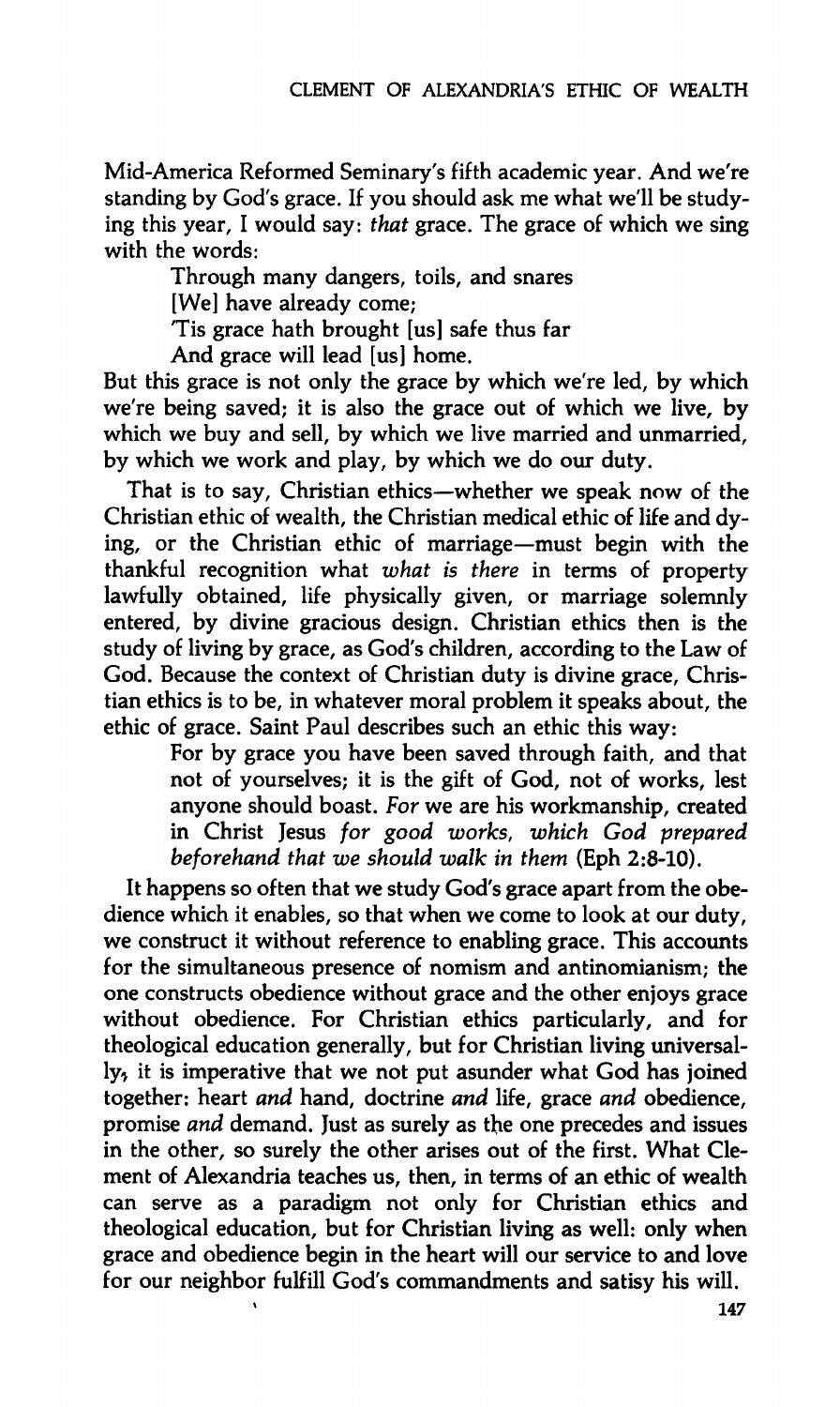Mid-America Reformed Seminary's fifth academic year. And we're standing by God's grace. If you should ask me what we'll be studying this year, I would say: *that* grace. The grace of which we sing with the words:

> Through many dangers, toils, and snares
> [We] have already come;
> 'Tis grace hath brought [us] safe thus far
> And grace will lead [us] home.

But this grace is not only the grace by which we're led, by which we're being saved; it is also the grace out of which we live, by which we buy and sell, by which we live married and unmarried, by which we work and play, by which we do our duty.

That is to say, Christian ethics—whether we speak now of the Christian ethic of wealth, the Christian medical ethic of life and dying, or the Christian ethic of marriage—must begin with the thankful recognition what *what is there* in terms of property lawfully obtained, life physically given, or marriage solemnly entered, by divine gracious design. Christian ethics then is the study of living by grace, as God's children, according to the Law of God. Because the context of Christian duty is divine grace, Christian ethics is to be, in whatever moral problem it speaks about, the ethic of grace. Saint Paul describes such an ethic this way:

> For by grace you have been saved through faith, and that not of yourselves; it is the gift of God, not of works, lest anyone should boast. *For* we are his workmanship, created in Christ Jesus *for good works, which God prepared beforehand that we should walk in them* (Eph 2:8-10).

It happens so often that we study God's grace apart from the obedience which it enables, so that when we come to look at our duty, we construct it without reference to enabling grace. This accounts for the simultaneous presence of nomism and antinomianism; the one constructs obedience without grace and the other enjoys grace without obedience. For Christian ethics particularly, and for theological education generally, but for Christian living universally, it is imperative that we not put asunder what God has joined together: heart *and* hand, doctrine *and* life, grace *and* obedience, promise *and* demand. Just as surely as the one precedes and issues in the other, so surely the other arises out of the first. What Clement of Alexandria teaches us, then, in terms of an ethic of wealth can serve as a paradigm not only for Christian ethics and theological education, but for Christian living as well: only when grace and obedience begin in the heart will our service to and love for our neighbor fulfill God's commandments and satisy his will.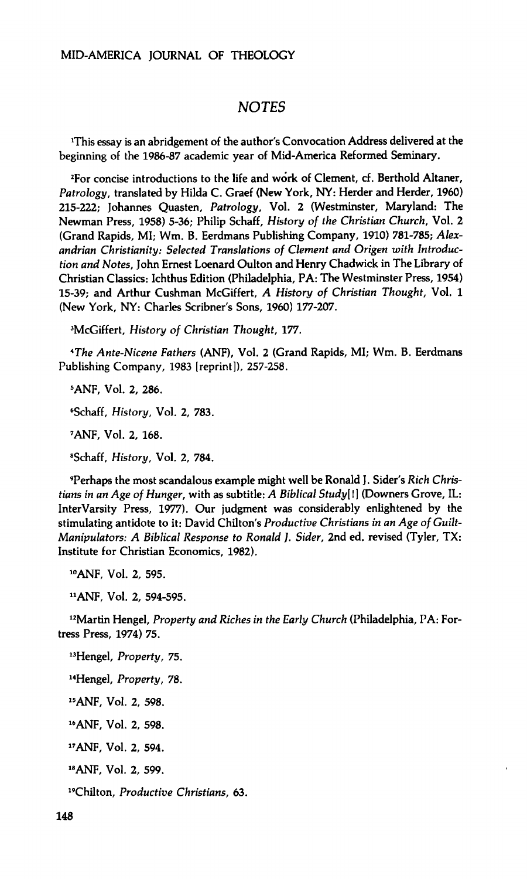## *NOTES*

[1]This essay is an abridgement of the author's Convocation Address delivered at the beginning of the 1986-87 academic year of Mid-America Reformed Seminary.

[2]For concise introductions to the life and work of Clement, cf. Berthold Altaner, *Patrology*, translated by Hilda C. Graef (New York, NY: Herder and Herder, 1960) 215-222; Johannes Quasten, *Patrology*, Vol. 2 (Westminster, Maryland: The Newman Press, 1958) 5-36; Philip Schaff, *History of the Christian Church*, Vol. 2 (Grand Rapids, MI; Wm. B. Eerdmans Publishing Company, 1910) 781-785; *Alexandrian Christianity: Selected Translations of Clement and Origen with Introduction and Notes*, John Ernest Loenard Oulton and Henry Chadwick in The Library of Christian Classics: Ichthus Edition (Philadelphia, PA: The Westminster Press, 1954) 15-39; and Arthur Cushman McGiffert, *A History of Christian Thought*, Vol. 1 (New York, NY: Charles Scribner's Sons, 1960) 177-207.

[3]McGiffert, *History of Christian Thought*, 177.

[4]*The Ante-Nicene Fathers* (ANF), Vol. 2 (Grand Rapids, MI; Wm. B. Eerdmans Publishing Company, 1983 [reprint]), 257-258.

[5]ANF, Vol. 2, 286.

[6]Schaff, *History*, Vol. 2, 783.

[7]ANF, Vol. 2, 168.

[8]Schaff, *History*, Vol. 2, 784.

[9]Perhaps the most scandalous example might well be Ronald J. Sider's *Rich Christians in an Age of Hunger*, with as subtitle: *A Biblical Study*[!] (Downers Grove, IL: InterVarsity Press, 1977). Our judgment was considerably enlightened by the stimulating antidote to it: David Chilton's *Productive Christians in an Age of Guilt-Manipulators: A Biblical Response to Ronald J. Sider*, 2nd ed. revised (Tyler, TX: Institute for Christian Economics, 1982).

[10]ANF, Vol. 2, 595.

[11]ANF, Vol. 2, 594-595.

[12]Martin Hengel, *Property and Riches in the Early Church* (Philadelphia, PA: Fortress Press, 1974) 75.

[13]Hengel, *Property*, 75.

[14]Hengel, *Property*, 78.

[15]ANF, Vol. 2, 598.

[16]ANF, Vol. 2, 598.

[17]ANF, Vol. 2, 594.

[18]ANF, Vol. 2, 599.

[19]Chilton, *Productive Christians*, 63.